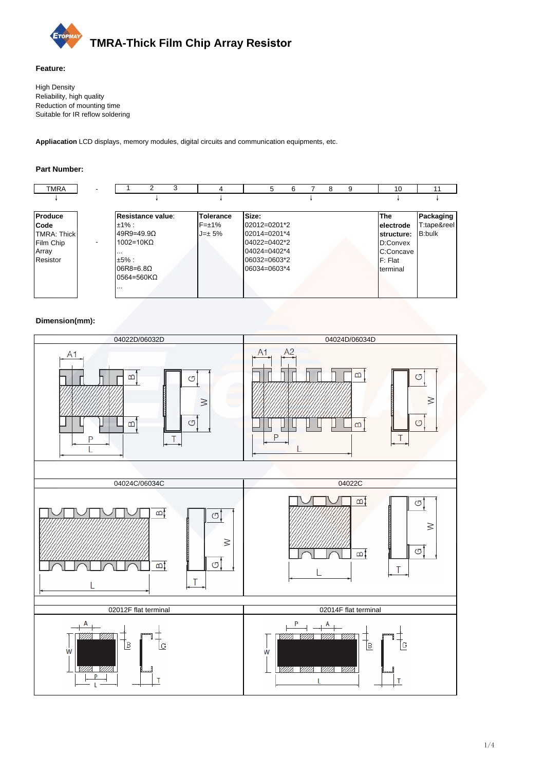# TMRA-Thick Film Chip Array Resistor

**Feature:**

High Density
Reliability, high quality
Reduction of mounting time
Suitable for IR reflow soldering

**Appliacation** LCD displays, memory modules, digital circuits and communication equipments, etc.

**Part Number:**

| TMRA | - | 1 2 3 | 4 | 5 6 7 8 9 | 10 | 11 |
|---|---|---|---|---|---|---|
| **Produce Code** TMRA: Thick Film Chip Array Resistor | - | **Resistance value**: ±1% : 49R9=49.9Ω 1002=10KΩ … ±5% : 06R8=6.8Ω 0564=560KΩ … | **Tolerance** F=±1% J=± 5% | **Size:** 02012=0201*2 02014=0201*4 04022=0402*2 04024=0402*4 06032=0603*2 06034=0603*4 | **The electrode structure:** D:Convex C:Concave F: Flat terminal | **Packaging** T:tape&reel B:bulk |

**Dimension(mm):**

04022D/06032D

04024D/06034D

04024C/06034C

04022C

02012F flat terminal

02014F flat terminal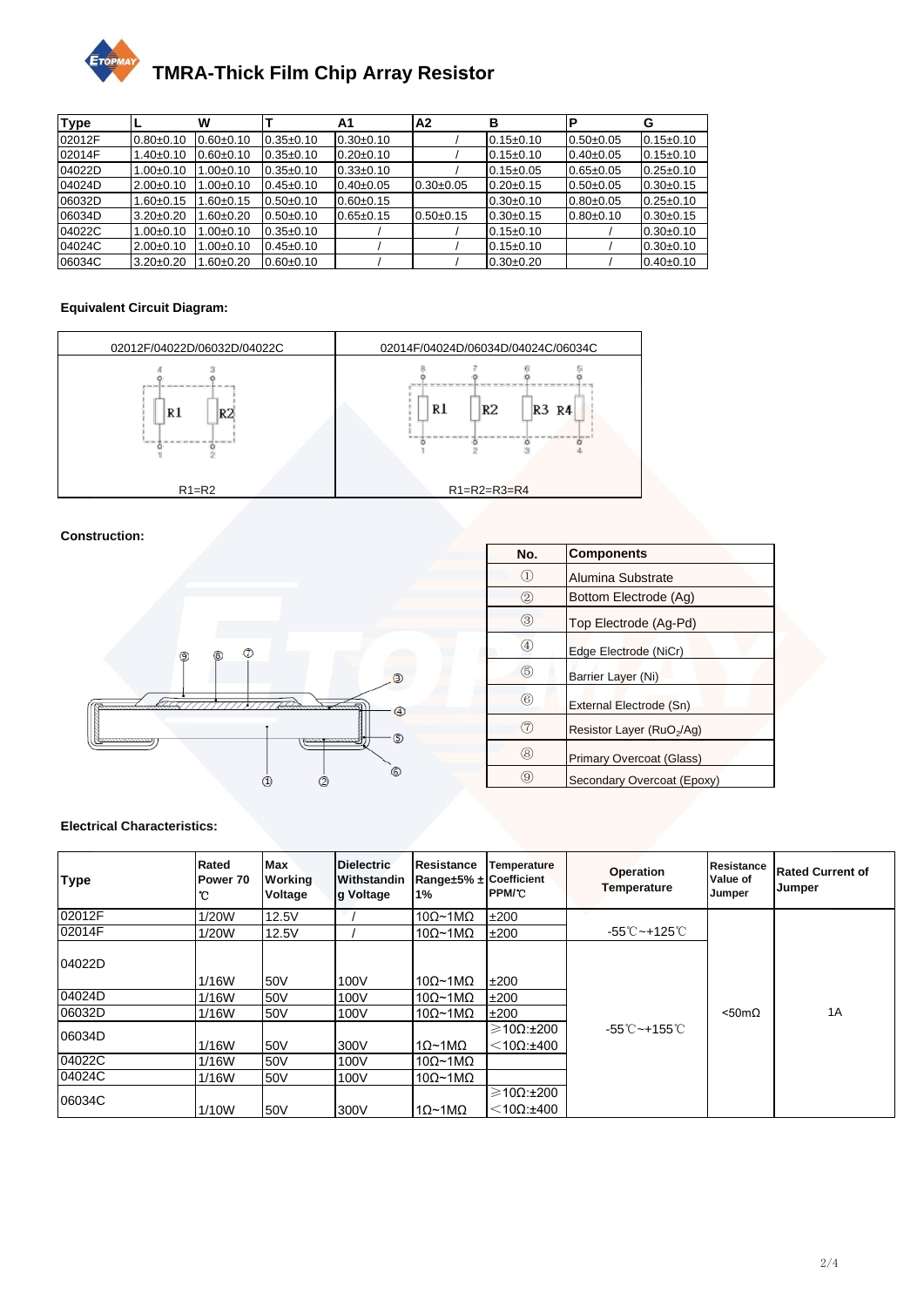# TMRA-Thick Film Chip Array Resistor

| Type | L | W | T | A1 | A2 | B | P | G |
|---|---|---|---|---|---|---|---|---|
| 02012F | 0.80±0.10 | 0.60±0.10 | 0.35±0.10 | 0.30±0.10 | / | 0.15±0.10 | 0.50±0.05 | 0.15±0.10 |
| 02014F | 1.40±0.10 | 0.60±0.10 | 0.35±0.10 | 0.20±0.10 | / | 0.15±0.10 | 0.40±0.05 | 0.15±0.10 |
| 04022D | 1.00±0.10 | 1.00±0.10 | 0.35±0.10 | 0.33±0.10 | / | 0.15±0.05 | 0.65±0.05 | 0.25±0.10 |
| 04024D | 2.00±0.10 | 1.00±0.10 | 0.45±0.10 | 0.40±0.05 | 0.30±0.05 | 0.20±0.15 | 0.50±0.05 | 0.30±0.15 |
| 06032D | 1.60±0.15 | 1.60±0.15 | 0.50±0.10 | 0.60±0.15 | | 0.30±0.10 | 0.80±0.05 | 0.25±0.10 |
| 06034D | 3.20±0.20 | 1.60±0.20 | 0.50±0.10 | 0.65±0.15 | 0.50±0.15 | 0.30±0.15 | 0.80±0.10 | 0.30±0.15 |
| 04022C | 1.00±0.10 | 1.00±0.10 | 0.35±0.10 | / | / | 0.15±0.10 | / | 0.30±0.10 |
| 04024C | 2.00±0.10 | 1.00±0.10 | 0.45±0.10 | / | / | 0.15±0.10 | / | 0.30±0.10 |
| 06034C | 3.20±0.20 | 1.60±0.20 | 0.60±0.10 | / | / | 0.30±0.20 | / | 0.40±0.10 |

**Equivalent Circuit Diagram:**

| 02012F/04022D/06032D/04022C | 02014F/04024D/06034D/04024C/06034C |
|---|---|
| R1=R2 | R1=R2=R3=R4 |

**Construction:**

| No. | Components |
|---|---|
| ① | Alumina Substrate |
| ② | Bottom Electrode (Ag) |
| ③ | Top Electrode (Ag-Pd) |
| ④ | Edge Electrode (NiCr) |
| ⑤ | Barrier Layer (Ni) |
| ⑥ | External Electrode (Sn) |
| ⑦ | Resistor Layer ($RuO_2$/Ag) |
| ⑧ | Primary Overcoat (Glass) |
| ⑨ | Secondary Overcoat (Epoxy) |

**Electrical Characteristics:**

| Type | Rated Power 70℃ | Max Working Voltage | Dielectric Withstanding Voltage | Resistance Range±5% ± 1% | Temperature Coefficient PPM/℃ | Operation Temperature | Resistance Value of Jumper | Rated Current of Jumper |
|---|---|---|---|---|---|---|---|---|
| 02012F | 1/20W | 12.5V | / | 10Ω~1MΩ | ±200 | -55℃~+125℃ | <50mΩ | 1A |
| 02014F | 1/20W | 12.5V | / | 10Ω~1MΩ | ±200 | | | |
| 04022D | 1/16W | 50V | 100V | 10Ω~1MΩ | ±200 | -55℃~+155℃ | | |
| 04024D | 1/16W | 50V | 100V | 10Ω~1MΩ | ±200 | | | |
| 06032D | 1/16W | 50V | 100V | 10Ω~1MΩ | ±200 | | | |
| 06034D | 1/16W | 50V | 300V | 1Ω~1MΩ | ≥10Ω:±200 <10Ω:±400 | | | |
| 04022C | 1/16W | 50V | 100V | 10Ω~1MΩ | | | | |
| 04024C | 1/16W | 50V | 100V | 10Ω~1MΩ | | | | |
| 06034C | 1/10W | 50V | 300V | 1Ω~1MΩ | ≥10Ω:±200 <10Ω:±400 | | | |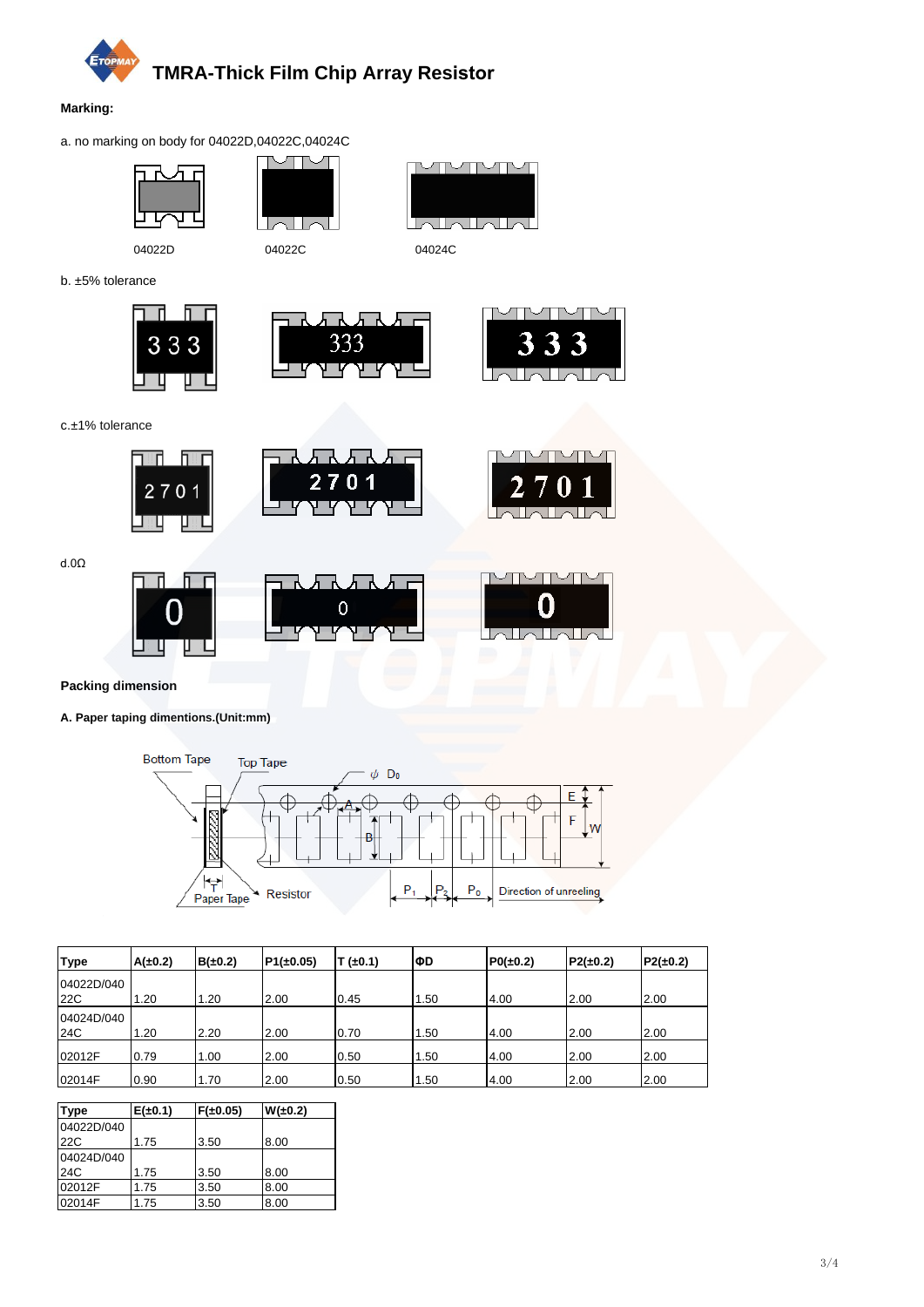## TMRA-Thick Film Chip Array Resistor

**Marking:**

a. no marking on body for 04022D,04022C,04024C

04022D    04022C    04024C

b. ±5% tolerance

c.±1% tolerance

d.0Ω

**Packing dimension**

**A. Paper taping dimentions.(Unit:mm)**

| Type | A(±0.2) | B(±0.2) | P1(±0.05) | T (±0.1) | ΦD | P0(±0.2) | P2(±0.2) | P2(±0.2) |
|---|---|---|---|---|---|---|---|---|
| 04022D/04022C | 1.20 | 1.20 | 2.00 | 0.45 | 1.50 | 4.00 | 2.00 | 2.00 |
| 04024D/04024C | 1.20 | 2.20 | 2.00 | 0.70 | 1.50 | 4.00 | 2.00 | 2.00 |
| 02012F | 0.79 | 1.00 | 2.00 | 0.50 | 1.50 | 4.00 | 2.00 | 2.00 |
| 02014F | 0.90 | 1.70 | 2.00 | 0.50 | 1.50 | 4.00 | 2.00 | 2.00 |

| Type | E(±0.1) | F(±0.05) | W(±0.2) |
|---|---|---|---|
| 04022D/04022C | 1.75 | 3.50 | 8.00 |
| 04024D/04024C | 1.75 | 3.50 | 8.00 |
| 02012F | 1.75 | 3.50 | 8.00 |
| 02014F | 1.75 | 3.50 | 8.00 |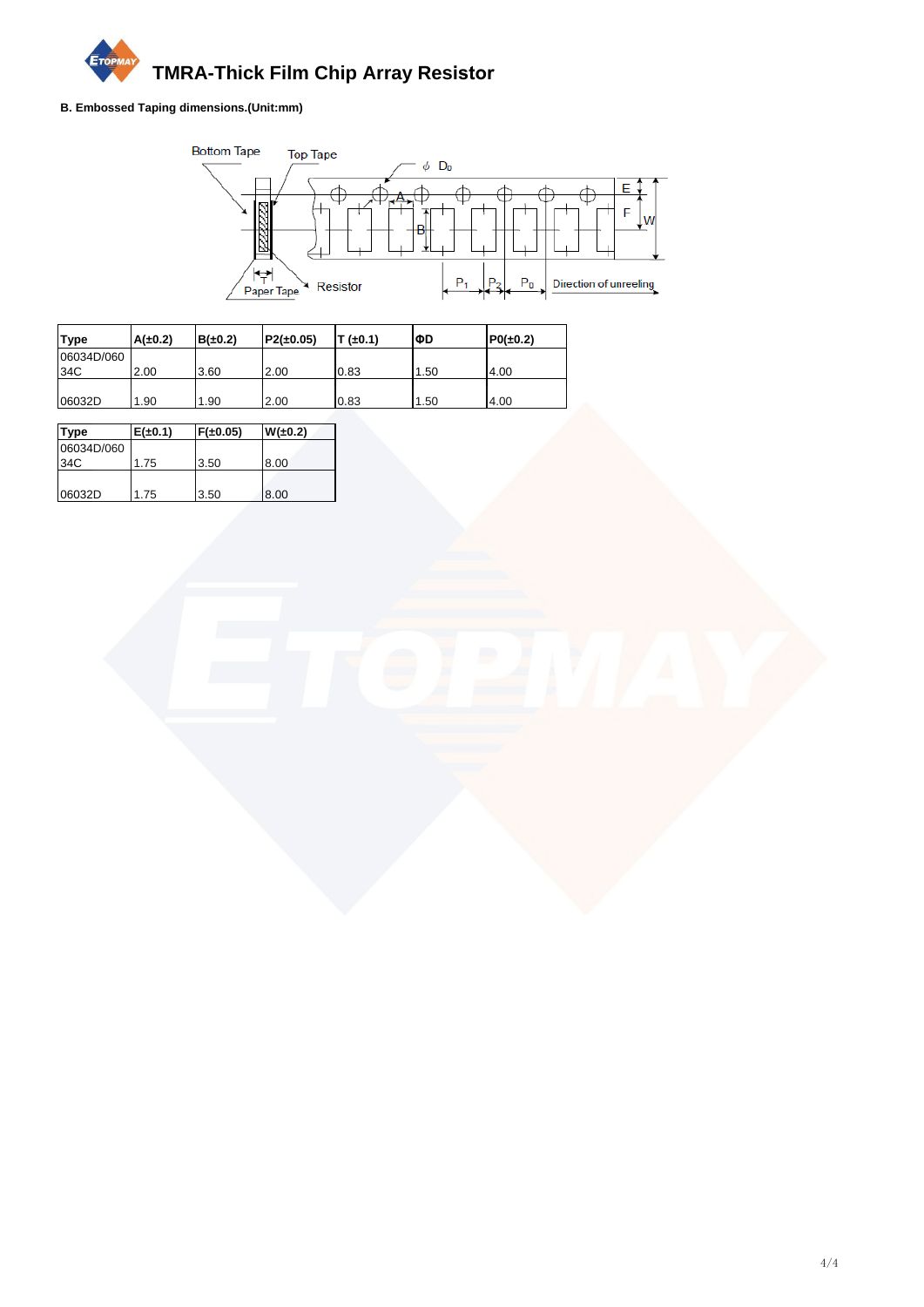# TMRA-Thick Film Chip Array Resistor

**B. Embossed Taping dimensions.(Unit:mm)**

Bottom Tape

Top Tape

$\phi$ $D_0$

A

B

E

F

W

T

Paper Tape

Resistor

$P_1$

$P_2$

$P_0$

Direction of unreeling

| Type | A(±0.2) | B(±0.2) | P2(±0.05) | T (±0.1) | ΦD | P0(±0.2) |
|---|---|---|---|---|---|---|
| 06034D/06034C | 2.00 | 3.60 | 2.00 | 0.83 | 1.50 | 4.00 |
| 06032D | 1.90 | 1.90 | 2.00 | 0.83 | 1.50 | 4.00 |

| Type | E(±0.1) | F(±0.05) | W(±0.2) |
|---|---|---|---|
| 06034D/06034C | 1.75 | 3.50 | 8.00 |
| 06032D | 1.75 | 3.50 | 8.00 |